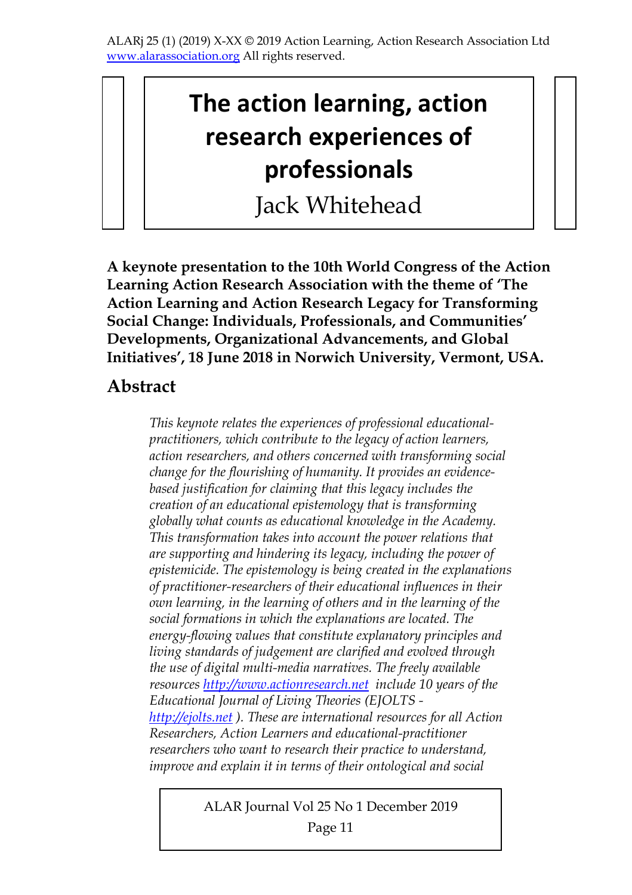# The action learning, action research experiences of professionals

Jack Whitehead

**A keynote presentation to the 10th World Congress of the Action Learning Action Research Association with the theme of 'The Action Learning and Action Research Legacy for Transforming Social Change: Individuals, Professionals, and Communities' Developments, Organizational Advancements, and Global Initiatives', 18 June 2018 in Norwich University, Vermont, USA.**

## Abstract

*This keynote relates the experiences of professional educational-practitioners, which contribute to the legacy of action learners, action researchers, and others concerned with transforming social change for the flourishing of humanity. It provides an evidence-based justification for claiming that this legacy includes the creation of an educational epistemology that is transforming globally what counts as educational knowledge in the Academy. This transformation takes into account the power relations that are supporting and hindering its legacy, including the power of epistemicide. The epistemology is being created in the explanations of practitioner-researchers of their educational influences in their own learning, in the learning of others and in the learning of the social formations in which the explanations are located. The energy-flowing values that constitute explanatory principles and living standards of judgement are clarified and evolved through the use of digital multi-media narratives. The freely available resources [http://www.actionresearch.net](http://www.actionresearch.net) include 10 years of the Educational Journal of Living Theories (EJOLTS - [http://ejolts.net](http://ejolts.net) ). These are international resources for all Action Researchers, Action Learners and educational-practitioner researchers who want to research their practice to understand, improve and explain it in terms of their ontological and social*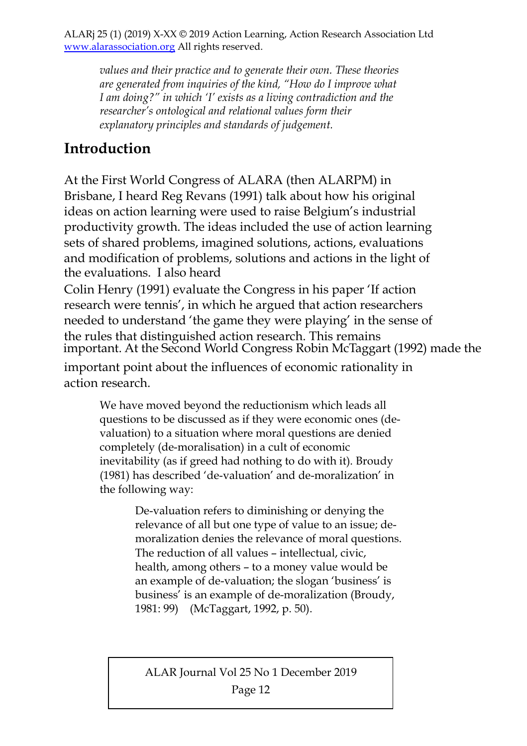*values and their practice and to generate their own. These theories are generated from inquiries of the kind, "How do I improve what I am doing?" in which 'I' exists as a living contradiction and the researcher's ontological and relational values form their explanatory principles and standards of judgement.*

## Introduction

At the First World Congress of ALARA (then ALARPM) in Brisbane, I heard Reg Revans (1991) talk about how his original ideas on action learning were used to raise Belgium's industrial productivity growth. The ideas included the use of action learning sets of shared problems, imagined solutions, actions, evaluations and modification of problems, solutions and actions in the light of the evaluations. I also heard Colin Henry (1991) evaluate the Congress in his paper 'If action research were tennis', in which he argued that action researchers needed to understand 'the game they were playing' in the sense of the rules that distinguished action research. This remains important. At the Second World Congress Robin McTaggart (1992) made the important point about the influences of economic rationality in action research.

> We have moved beyond the reductionism which leads all questions to be discussed as if they were economic ones (de-valuation) to a situation where moral questions are denied completely (de-moralisation) in a cult of economic inevitability (as if greed had nothing to do with it). Broudy (1981) has described 'de-valuation' and de-moralization' in the following way:
>
> > De-valuation refers to diminishing or denying the relevance of all but one type of value to an issue; de-moralization denies the relevance of moral questions. The reduction of all values – intellectual, civic, health, among others – to a money value would be an example of de-valuation; the slogan 'business' is business' is an example of de-moralization (Broudy, 1981: 99) (McTaggart, 1992, p. 50).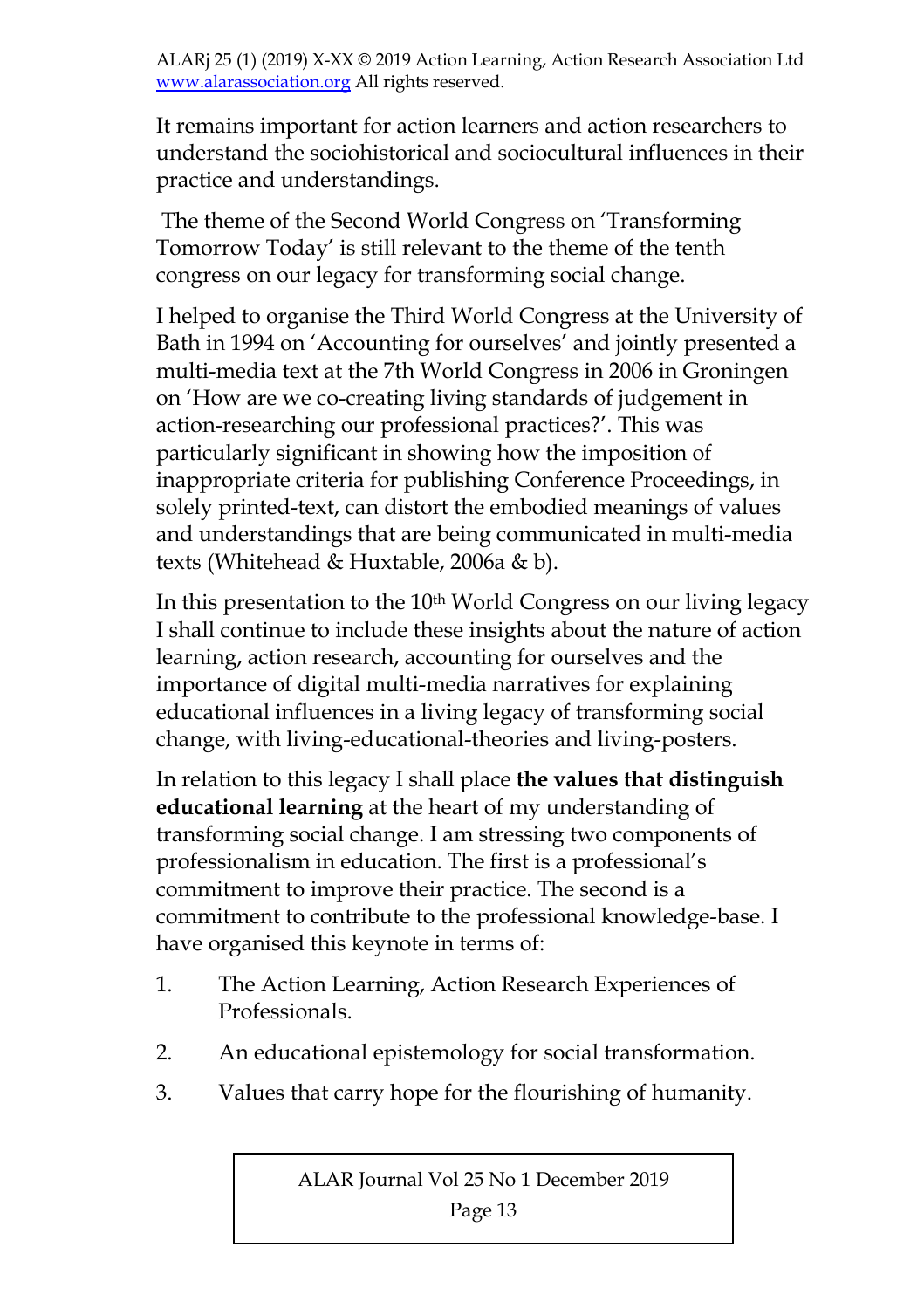It remains important for action learners and action researchers to understand the sociohistorical and sociocultural influences in their practice and understandings.

The theme of the Second World Congress on 'Transforming Tomorrow Today' is still relevant to the theme of the tenth congress on our legacy for transforming social change.

I helped to organise the Third World Congress at the University of Bath in 1994 on 'Accounting for ourselves' and jointly presented a multi-media text at the 7th World Congress in 2006 in Groningen on 'How are we co-creating living standards of judgement in action-researching our professional practices?'. This was particularly significant in showing how the imposition of inappropriate criteria for publishing Conference Proceedings, in solely printed-text, can distort the embodied meanings of values and understandings that are being communicated in multi-media texts (Whitehead & Huxtable, 2006a & b).

In this presentation to the 10th World Congress on our living legacy I shall continue to include these insights about the nature of action learning, action research, accounting for ourselves and the importance of digital multi-media narratives for explaining educational influences in a living legacy of transforming social change, with living-educational-theories and living-posters.

In relation to this legacy I shall place **the values that distinguish educational learning** at the heart of my understanding of transforming social change. I am stressing two components of professionalism in education. The first is a professional's commitment to improve their practice. The second is a commitment to contribute to the professional knowledge-base. I have organised this keynote in terms of:

1. The Action Learning, Action Research Experiences of Professionals.
2. An educational epistemology for social transformation.
3. Values that carry hope for the flourishing of humanity.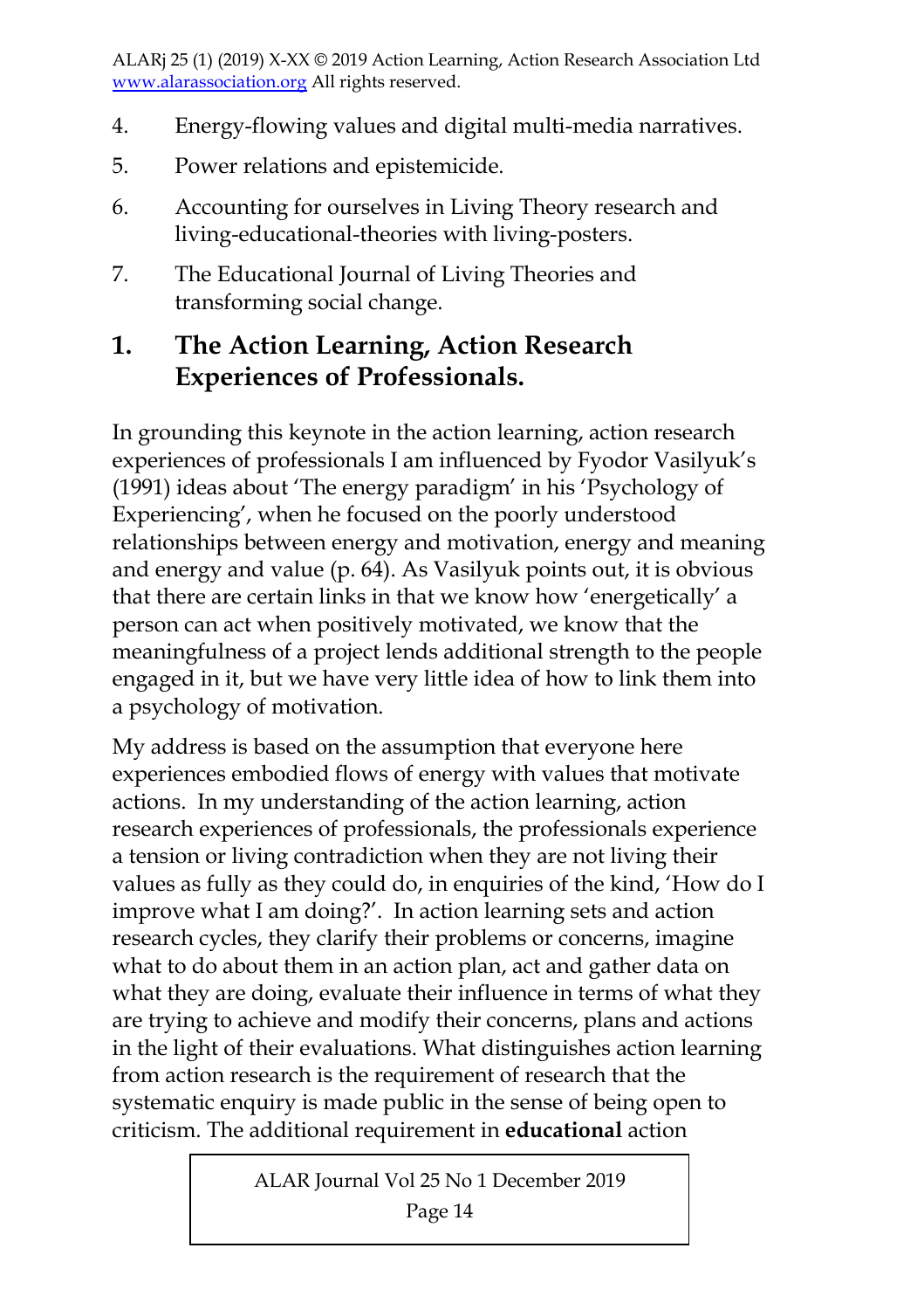4. Energy-flowing values and digital multi-media narratives.
5. Power relations and epistemicide.
6. Accounting for ourselves in Living Theory research and living-educational-theories with living-posters.
7. The Educational Journal of Living Theories and transforming social change.

## 1. The Action Learning, Action Research Experiences of Professionals.

In grounding this keynote in the action learning, action research experiences of professionals I am influenced by Fyodor Vasilyuk's (1991) ideas about 'The energy paradigm' in his 'Psychology of Experiencing', when he focused on the poorly understood relationships between energy and motivation, energy and meaning and energy and value (p. 64). As Vasilyuk points out, it is obvious that there are certain links in that we know how 'energetically' a person can act when positively motivated, we know that the meaningfulness of a project lends additional strength to the people engaged in it, but we have very little idea of how to link them into a psychology of motivation.

My address is based on the assumption that everyone here experiences embodied flows of energy with values that motivate actions. In my understanding of the action learning, action research experiences of professionals, the professionals experience a tension or living contradiction when they are not living their values as fully as they could do, in enquiries of the kind, 'How do I improve what I am doing?'. In action learning sets and action research cycles, they clarify their problems or concerns, imagine what to do about them in an action plan, act and gather data on what they are doing, evaluate their influence in terms of what they are trying to achieve and modify their concerns, plans and actions in the light of their evaluations. What distinguishes action learning from action research is the requirement of research that the systematic enquiry is made public in the sense of being open to criticism. The additional requirement in **educational** action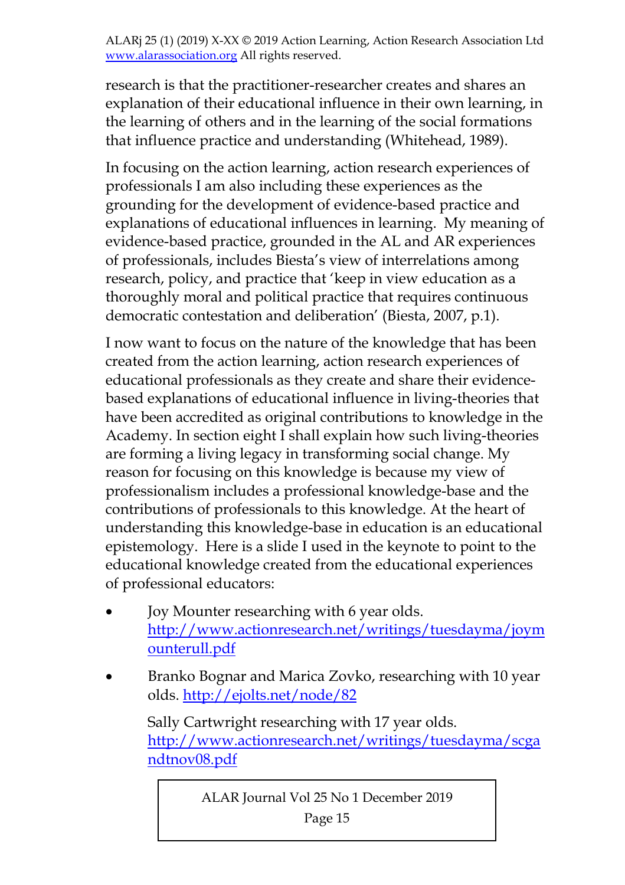research is that the practitioner-researcher creates and shares an explanation of their educational influence in their own learning, in the learning of others and in the learning of the social formations that influence practice and understanding (Whitehead, 1989).

In focusing on the action learning, action research experiences of professionals I am also including these experiences as the grounding for the development of evidence-based practice and explanations of educational influences in learning. My meaning of evidence-based practice, grounded in the AL and AR experiences of professionals, includes Biesta's view of interrelations among research, policy, and practice that 'keep in view education as a thoroughly moral and political practice that requires continuous democratic contestation and deliberation' (Biesta, 2007, p.1).

I now want to focus on the nature of the knowledge that has been created from the action learning, action research experiences of educational professionals as they create and share their evidence-based explanations of educational influence in living-theories that have been accredited as original contributions to knowledge in the Academy. In section eight I shall explain how such living-theories are forming a living legacy in transforming social change. My reason for focusing on this knowledge is because my view of professionalism includes a professional knowledge-base and the contributions of professionals to this knowledge. At the heart of understanding this knowledge-base in education is an educational epistemology. Here is a slide I used in the keynote to point to the educational knowledge created from the educational experiences of professional educators:

- Joy Mounter researching with 6 year olds. http://www.actionresearch.net/writings/tuesdayma/joymounterull.pdf
- Branko Bognar and Marica Zovko, researching with 10 year olds. http://ejolts.net/node/82

  Sally Cartwright researching with 17 year olds. http://www.actionresearch.net/writings/tuesdayma/scgandtnov08.pdf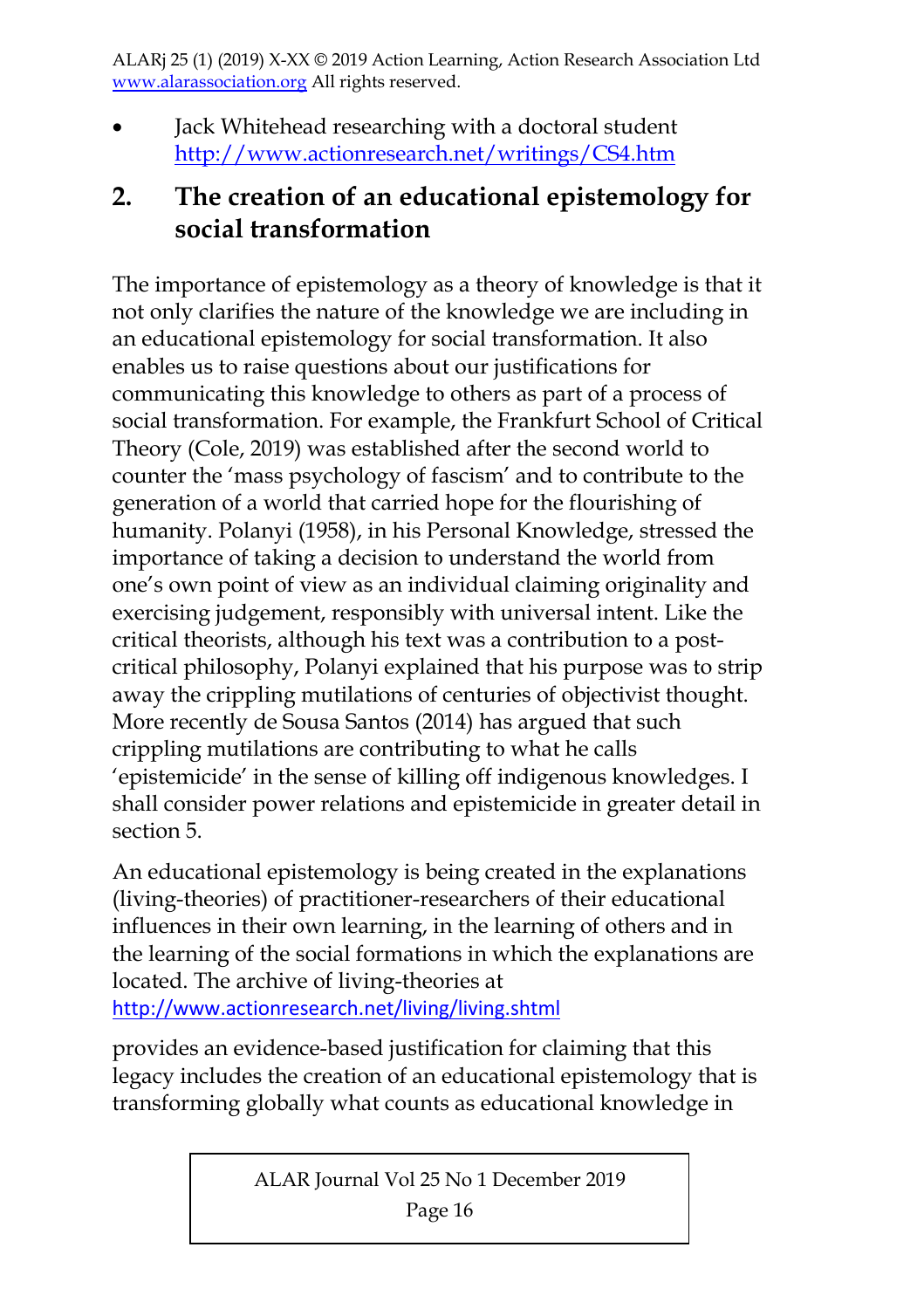- Jack Whitehead researching with a doctoral student http://www.actionresearch.net/writings/CS4.htm

## 2. The creation of an educational epistemology for social transformation

The importance of epistemology as a theory of knowledge is that it not only clarifies the nature of the knowledge we are including in an educational epistemology for social transformation. It also enables us to raise questions about our justifications for communicating this knowledge to others as part of a process of social transformation. For example, the Frankfurt School of Critical Theory (Cole, 2019) was established after the second world to counter the 'mass psychology of fascism' and to contribute to the generation of a world that carried hope for the flourishing of humanity. Polanyi (1958), in his Personal Knowledge, stressed the importance of taking a decision to understand the world from one's own point of view as an individual claiming originality and exercising judgement, responsibly with universal intent. Like the critical theorists, although his text was a contribution to a post-critical philosophy, Polanyi explained that his purpose was to strip away the crippling mutilations of centuries of objectivist thought. More recently de Sousa Santos (2014) has argued that such crippling mutilations are contributing to what he calls 'epistemicide' in the sense of killing off indigenous knowledges. I shall consider power relations and epistemicide in greater detail in section 5.

An educational epistemology is being created in the explanations (living-theories) of practitioner-researchers of their educational influences in their own learning, in the learning of others and in the learning of the social formations in which the explanations are located. The archive of living-theories at http://www.actionresearch.net/living/living.shtml

provides an evidence-based justification for claiming that this legacy includes the creation of an educational epistemology that is transforming globally what counts as educational knowledge in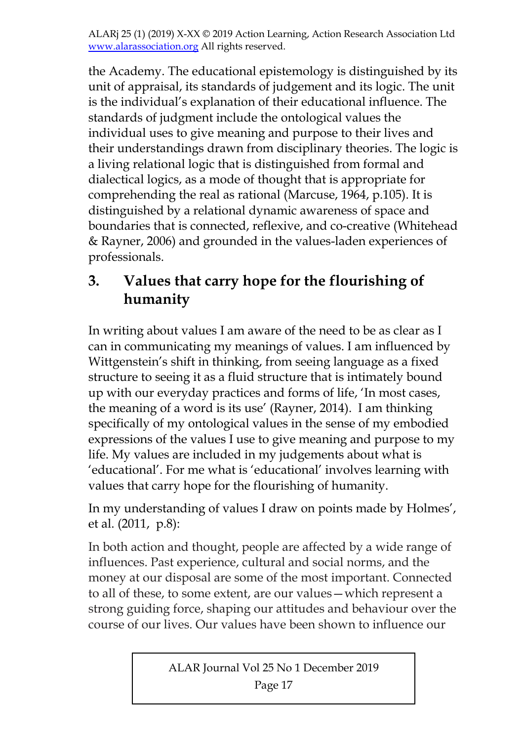the Academy. The educational epistemology is distinguished by its unit of appraisal, its standards of judgement and its logic. The unit is the individual's explanation of their educational influence. The standards of judgment include the ontological values the individual uses to give meaning and purpose to their lives and their understandings drawn from disciplinary theories. The logic is a living relational logic that is distinguished from formal and dialectical logics, as a mode of thought that is appropriate for comprehending the real as rational (Marcuse, 1964, p.105). It is distinguished by a relational dynamic awareness of space and boundaries that is connected, reflexive, and co-creative (Whitehead & Rayner, 2006) and grounded in the values-laden experiences of professionals.

## 3. Values that carry hope for the flourishing of humanity

In writing about values I am aware of the need to be as clear as I can in communicating my meanings of values. I am influenced by Wittgenstein's shift in thinking, from seeing language as a fixed structure to seeing it as a fluid structure that is intimately bound up with our everyday practices and forms of life, 'In most cases, the meaning of a word is its use' (Rayner, 2014). I am thinking specifically of my ontological values in the sense of my embodied expressions of the values I use to give meaning and purpose to my life. My values are included in my judgements about what is 'educational'. For me what is 'educational' involves learning with values that carry hope for the flourishing of humanity.

In my understanding of values I draw on points made by Holmes', et al. (2011, p.8):

In both action and thought, people are affected by a wide range of influences. Past experience, cultural and social norms, and the money at our disposal are some of the most important. Connected to all of these, to some extent, are our values—which represent a strong guiding force, shaping our attitudes and behaviour over the course of our lives. Our values have been shown to influence our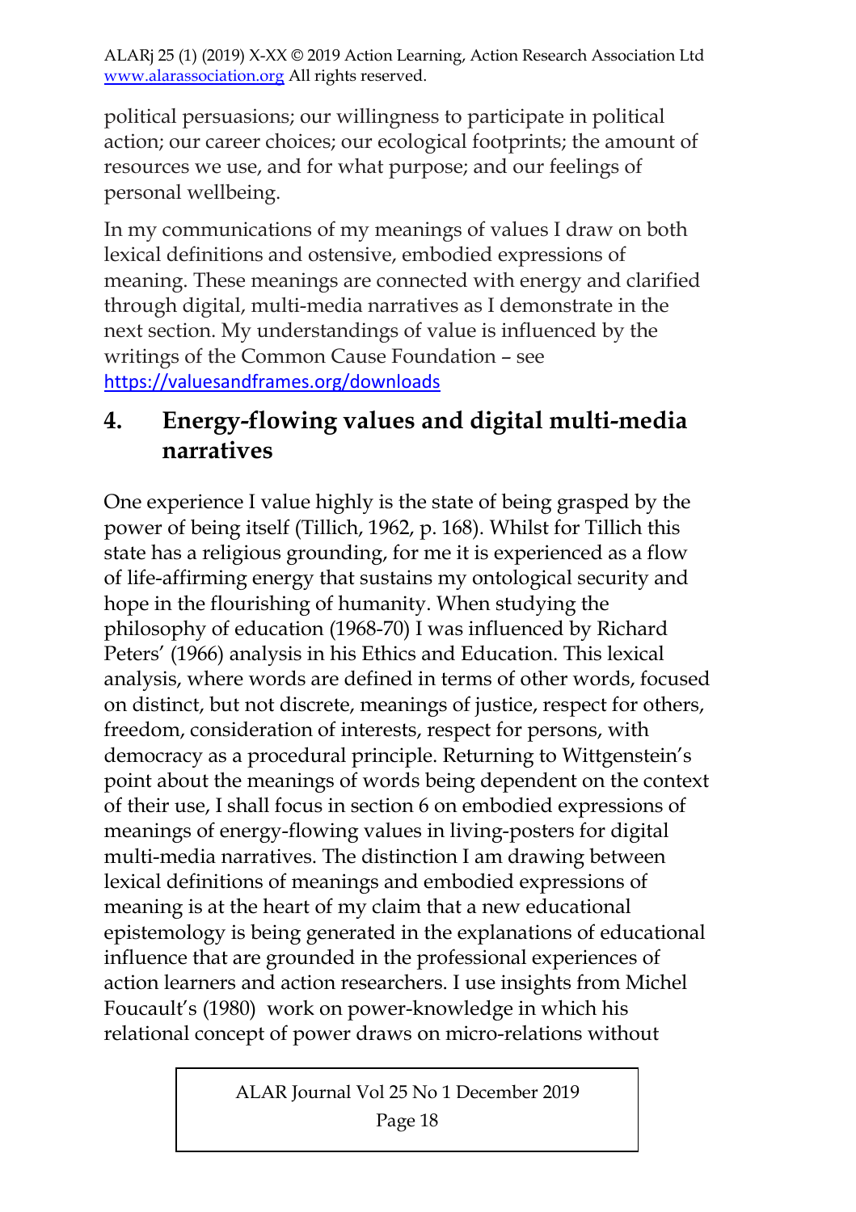political persuasions; our willingness to participate in political action; our career choices; our ecological footprints; the amount of resources we use, and for what purpose; and our feelings of personal wellbeing.

In my communications of my meanings of values I draw on both lexical definitions and ostensive, embodied expressions of meaning. These meanings are connected with energy and clarified through digital, multi-media narratives as I demonstrate in the next section. My understandings of value is influenced by the writings of the Common Cause Foundation – see https://valuesandframes.org/downloads

## 4. Energy-flowing values and digital multi-media narratives

One experience I value highly is the state of being grasped by the power of being itself (Tillich, 1962, p. 168). Whilst for Tillich this state has a religious grounding, for me it is experienced as a flow of life-affirming energy that sustains my ontological security and hope in the flourishing of humanity. When studying the philosophy of education (1968-70) I was influenced by Richard Peters' (1966) analysis in his Ethics and Education. This lexical analysis, where words are defined in terms of other words, focused on distinct, but not discrete, meanings of justice, respect for others, freedom, consideration of interests, respect for persons, with democracy as a procedural principle. Returning to Wittgenstein's point about the meanings of words being dependent on the context of their use, I shall focus in section 6 on embodied expressions of meanings of energy-flowing values in living-posters for digital multi-media narratives. The distinction I am drawing between lexical definitions of meanings and embodied expressions of meaning is at the heart of my claim that a new educational epistemology is being generated in the explanations of educational influence that are grounded in the professional experiences of action learners and action researchers. I use insights from Michel Foucault's (1980) work on power-knowledge in which his relational concept of power draws on micro-relations without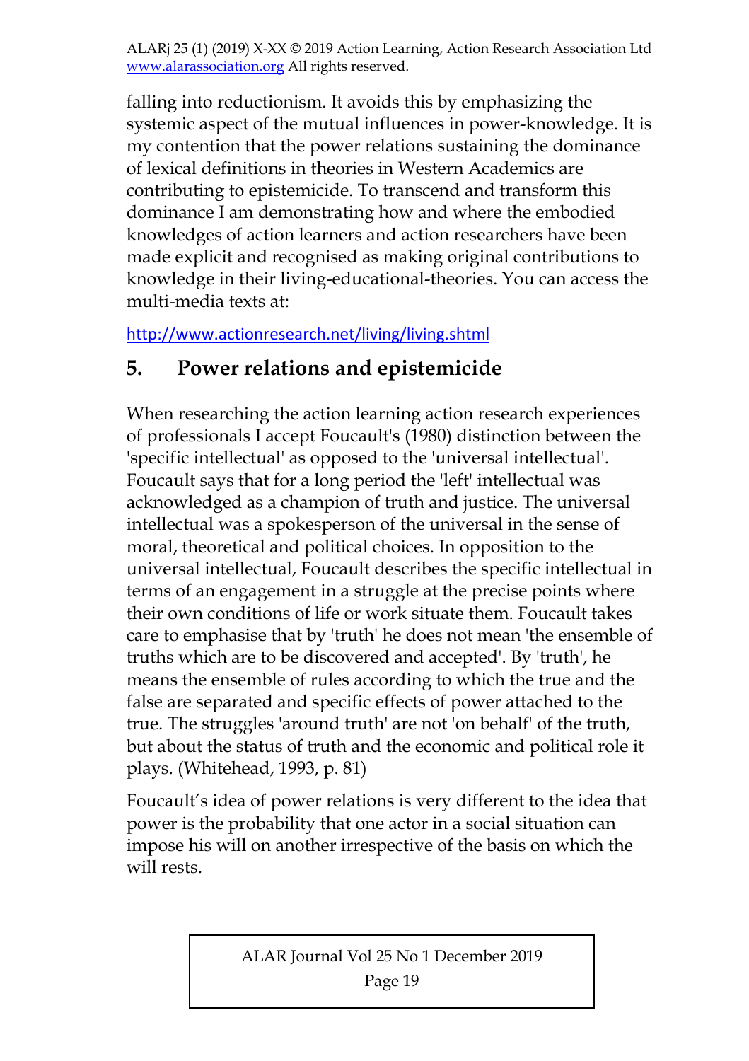falling into reductionism. It avoids this by emphasizing the systemic aspect of the mutual influences in power-knowledge. It is my contention that the power relations sustaining the dominance of lexical definitions in theories in Western Academics are contributing to epistemicide. To transcend and transform this dominance I am demonstrating how and where the embodied knowledges of action learners and action researchers have been made explicit and recognised as making original contributions to knowledge in their living-educational-theories. You can access the multi-media texts at:

http://www.actionresearch.net/living/living.shtml

## 5. Power relations and epistemicide

When researching the action learning action research experiences of professionals I accept Foucault's (1980) distinction between the 'specific intellectual' as opposed to the 'universal intellectual'. Foucault says that for a long period the 'left' intellectual was acknowledged as a champion of truth and justice. The universal intellectual was a spokesperson of the universal in the sense of moral, theoretical and political choices. In opposition to the universal intellectual, Foucault describes the specific intellectual in terms of an engagement in a struggle at the precise points where their own conditions of life or work situate them. Foucault takes care to emphasise that by 'truth' he does not mean 'the ensemble of truths which are to be discovered and accepted'. By 'truth', he means the ensemble of rules according to which the true and the false are separated and specific effects of power attached to the true. The struggles 'around truth' are not 'on behalf' of the truth, but about the status of truth and the economic and political role it plays. (Whitehead, 1993, p. 81)

Foucault's idea of power relations is very different to the idea that power is the probability that one actor in a social situation can impose his will on another irrespective of the basis on which the will rests.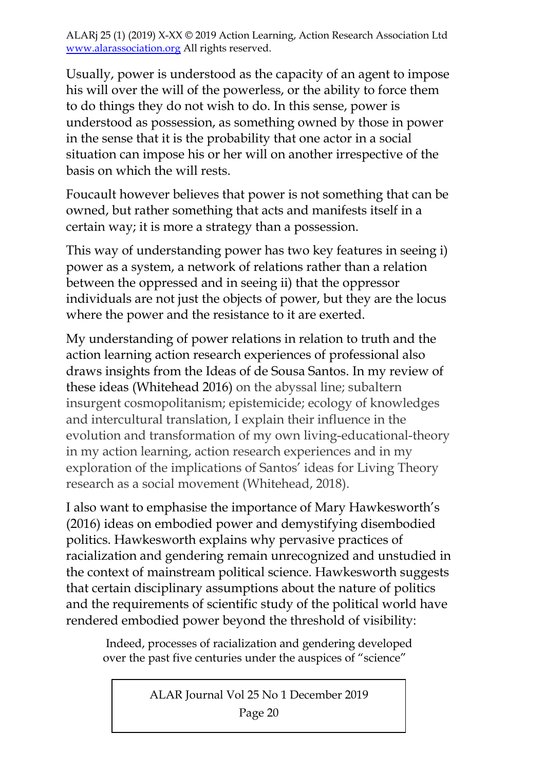Usually, power is understood as the capacity of an agent to impose his will over the will of the powerless, or the ability to force them to do things they do not wish to do. In this sense, power is understood as possession, as something owned by those in power in the sense that it is the probability that one actor in a social situation can impose his or her will on another irrespective of the basis on which the will rests.

Foucault however believes that power is not something that can be owned, but rather something that acts and manifests itself in a certain way; it is more a strategy than a possession.

This way of understanding power has two key features in seeing i) power as a system, a network of relations rather than a relation between the oppressed and in seeing ii) that the oppressor individuals are not just the objects of power, but they are the locus where the power and the resistance to it are exerted.

My understanding of power relations in relation to truth and the action learning action research experiences of professional also draws insights from the Ideas of de Sousa Santos. In my review of these ideas (Whitehead 2016) on the abyssal line; subaltern insurgent cosmopolitanism; epistemicide; ecology of knowledges and intercultural translation, I explain their influence in the evolution and transformation of my own living-educational-theory in my action learning, action research experiences and in my exploration of the implications of Santos' ideas for Living Theory research as a social movement (Whitehead, 2018).

I also want to emphasise the importance of Mary Hawkesworth's (2016) ideas on embodied power and demystifying disembodied politics. Hawkesworth explains why pervasive practices of racialization and gendering remain unrecognized and unstudied in the context of mainstream political science. Hawkesworth suggests that certain disciplinary assumptions about the nature of politics and the requirements of scientific study of the political world have rendered embodied power beyond the threshold of visibility:

> Indeed, processes of racialization and gendering developed over the past five centuries under the auspices of "science"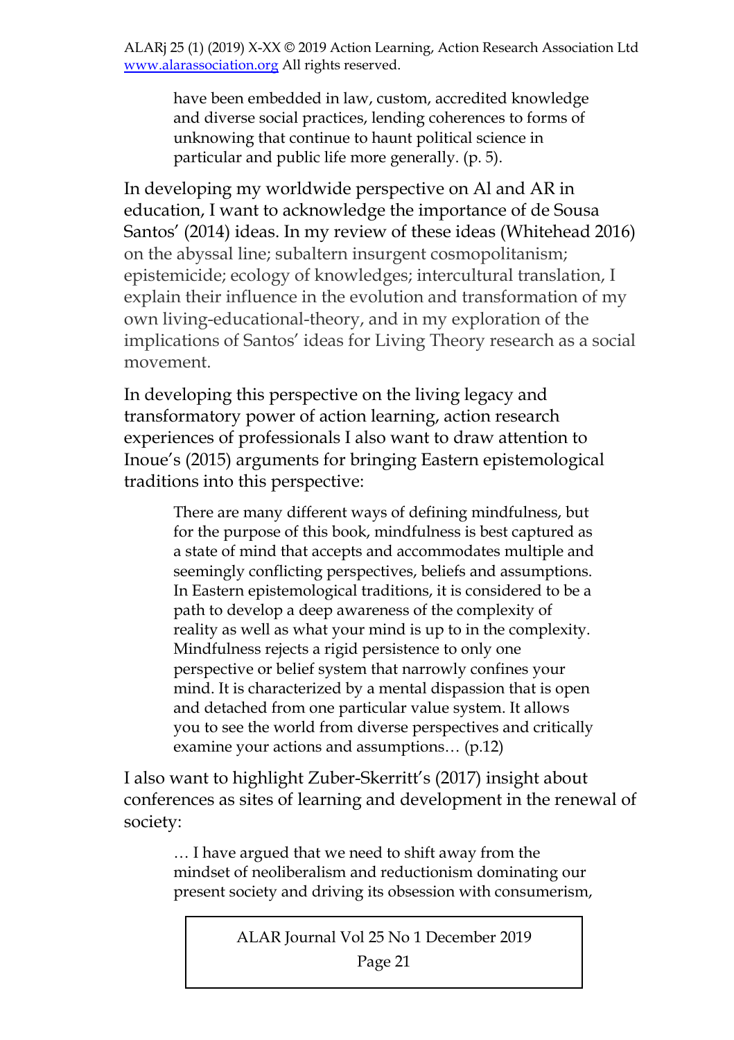> have been embedded in law, custom, accredited knowledge and diverse social practices, lending coherences to forms of unknowing that continue to haunt political science in particular and public life more generally. (p. 5).

In developing my worldwide perspective on Al and AR in education, I want to acknowledge the importance of de Sousa Santos' (2014) ideas. In my review of these ideas (Whitehead 2016) on the abyssal line; subaltern insurgent cosmopolitanism; epistemicide; ecology of knowledges; intercultural translation, I explain their influence in the evolution and transformation of my own living-educational-theory, and in my exploration of the implications of Santos' ideas for Living Theory research as a social movement.

In developing this perspective on the living legacy and transformatory power of action learning, action research experiences of professionals I also want to draw attention to Inoue's (2015) arguments for bringing Eastern epistemological traditions into this perspective:

> There are many different ways of defining mindfulness, but for the purpose of this book, mindfulness is best captured as a state of mind that accepts and accommodates multiple and seemingly conflicting perspectives, beliefs and assumptions. In Eastern epistemological traditions, it is considered to be a path to develop a deep awareness of the complexity of reality as well as what your mind is up to in the complexity. Mindfulness rejects a rigid persistence to only one perspective or belief system that narrowly confines your mind. It is characterized by a mental dispassion that is open and detached from one particular value system. It allows you to see the world from diverse perspectives and critically examine your actions and assumptions… (p.12)

I also want to highlight Zuber-Skerritt's (2017) insight about conferences as sites of learning and development in the renewal of society:

> … I have argued that we need to shift away from the mindset of neoliberalism and reductionism dominating our present society and driving its obsession with consumerism,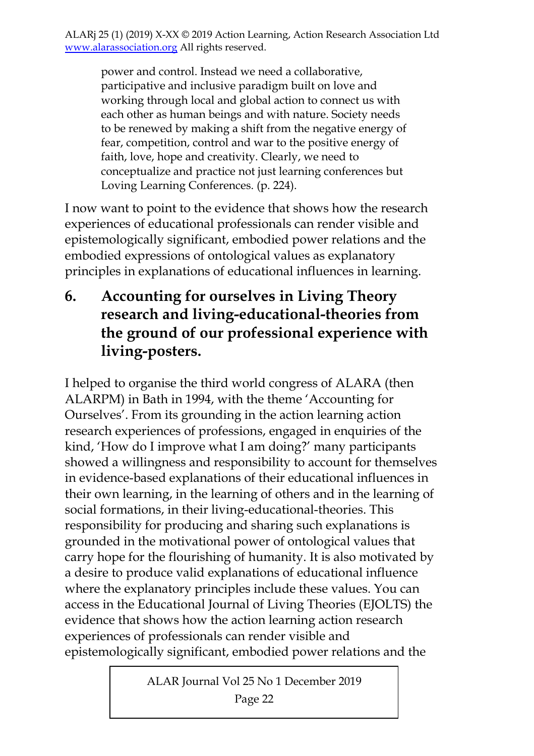> power and control. Instead we need a collaborative, participative and inclusive paradigm built on love and working through local and global action to connect us with each other as human beings and with nature. Society needs to be renewed by making a shift from the negative energy of fear, competition, control and war to the positive energy of faith, love, hope and creativity. Clearly, we need to conceptualize and practice not just learning conferences but Loving Learning Conferences. (p. 224).

I now want to point to the evidence that shows how the research experiences of educational professionals can render visible and epistemologically significant, embodied power relations and the embodied expressions of ontological values as explanatory principles in explanations of educational influences in learning.

## 6. Accounting for ourselves in Living Theory research and living-educational-theories from the ground of our professional experience with living-posters.

I helped to organise the third world congress of ALARA (then ALARPM) in Bath in 1994, with the theme 'Accounting for Ourselves'. From its grounding in the action learning action research experiences of professions, engaged in enquiries of the kind, 'How do I improve what I am doing?' many participants showed a willingness and responsibility to account for themselves in evidence-based explanations of their educational influences in their own learning, in the learning of others and in the learning of social formations, in their living-educational-theories. This responsibility for producing and sharing such explanations is grounded in the motivational power of ontological values that carry hope for the flourishing of humanity. It is also motivated by a desire to produce valid explanations of educational influence where the explanatory principles include these values. You can access in the Educational Journal of Living Theories (EJOLTS) the evidence that shows how the action learning action research experiences of professionals can render visible and epistemologically significant, embodied power relations and the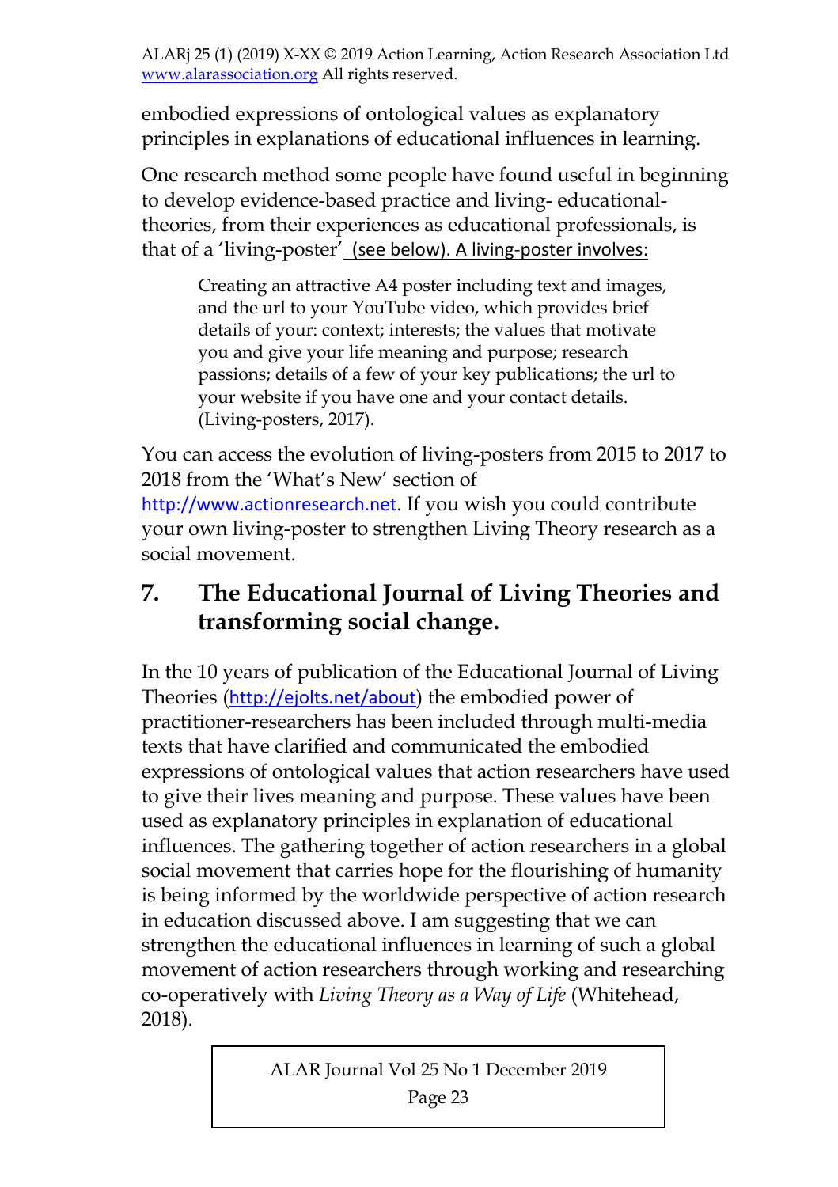embodied expressions of ontological values as explanatory principles in explanations of educational influences in learning.

One research method some people have found useful in beginning to develop evidence-based practice and living- educational-theories, from their experiences as educational professionals, is that of a 'living-poster' (see below). A living-poster involves:

> Creating an attractive A4 poster including text and images, and the url to your YouTube video, which provides brief details of your: context; interests; the values that motivate you and give your life meaning and purpose; research passions; details of a few of your key publications; the url to your website if you have one and your contact details. (Living-posters, 2017).

You can access the evolution of living-posters from 2015 to 2017 to 2018 from the 'What's New' section of http://www.actionresearch.net. If you wish you could contribute your own living-poster to strengthen Living Theory research as a social movement.

## 7. The Educational Journal of Living Theories and transforming social change.

In the 10 years of publication of the Educational Journal of Living Theories (http://ejolts.net/about) the embodied power of practitioner-researchers has been included through multi-media texts that have clarified and communicated the embodied expressions of ontological values that action researchers have used to give their lives meaning and purpose. These values have been used as explanatory principles in explanation of educational influences. The gathering together of action researchers in a global social movement that carries hope for the flourishing of humanity is being informed by the worldwide perspective of action research in education discussed above. I am suggesting that we can strengthen the educational influences in learning of such a global movement of action researchers through working and researching co-operatively with *Living Theory as a Way of Life* (Whitehead, 2018).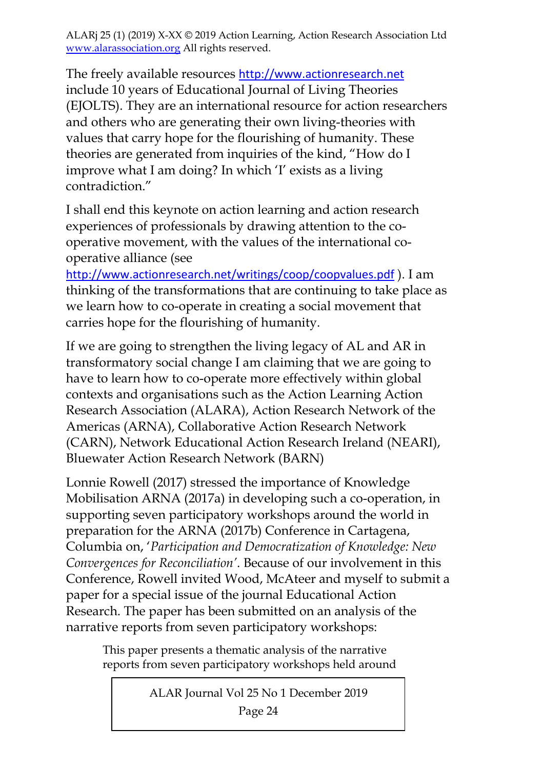The freely available resources http://www.actionresearch.net include 10 years of Educational Journal of Living Theories (EJOLTS). They are an international resource for action researchers and others who are generating their own living-theories with values that carry hope for the flourishing of humanity. These theories are generated from inquiries of the kind, "How do I improve what I am doing? In which 'I' exists as a living contradiction."

I shall end this keynote on action learning and action research experiences of professionals by drawing attention to the co-operative movement, with the values of the international co-operative alliance (see http://www.actionresearch.net/writings/coop/coopvalues.pdf ). I am thinking of the transformations that are continuing to take place as we learn how to co-operate in creating a social movement that carries hope for the flourishing of humanity.

If we are going to strengthen the living legacy of AL and AR in transformatory social change I am claiming that we are going to have to learn how to co-operate more effectively within global contexts and organisations such as the Action Learning Action Research Association (ALARA), Action Research Network of the Americas (ARNA), Collaborative Action Research Network (CARN), Network Educational Action Research Ireland (NEARI), Bluewater Action Research Network (BARN)

Lonnie Rowell (2017) stressed the importance of Knowledge Mobilisation ARNA (2017a) in developing such a co-operation, in supporting seven participatory workshops around the world in preparation for the ARNA (2017b) Conference in Cartagena, Columbia on, '*Participation and Democratization of Knowledge: New Convergences for Reconciliation*'. Because of our involvement in this Conference, Rowell invited Wood, McAteer and myself to submit a paper for a special issue of the journal Educational Action Research. The paper has been submitted on an analysis of the narrative reports from seven participatory workshops:

> This paper presents a thematic analysis of the narrative reports from seven participatory workshops held around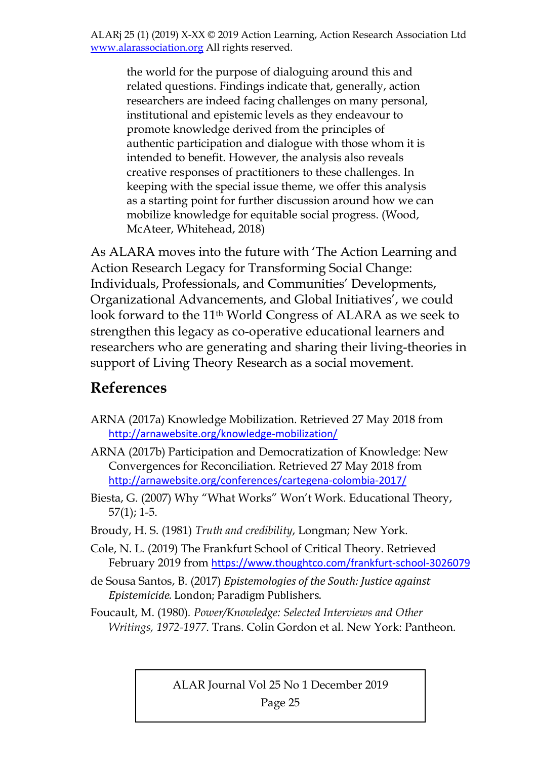> the world for the purpose of dialoguing around this and related questions. Findings indicate that, generally, action researchers are indeed facing challenges on many personal, institutional and epistemic levels as they endeavour to promote knowledge derived from the principles of authentic participation and dialogue with those whom it is intended to benefit. However, the analysis also reveals creative responses of practitioners to these challenges. In keeping with the special issue theme, we offer this analysis as a starting point for further discussion around how we can mobilize knowledge for equitable social progress. (Wood, McAteer, Whitehead, 2018)

As ALARA moves into the future with 'The Action Learning and Action Research Legacy for Transforming Social Change: Individuals, Professionals, and Communities' Developments, Organizational Advancements, and Global Initiatives', we could look forward to the 11th World Congress of ALARA as we seek to strengthen this legacy as co-operative educational learners and researchers who are generating and sharing their living-theories in support of Living Theory Research as a social movement.

## References

ARNA (2017a) Knowledge Mobilization. Retrieved 27 May 2018 from http://arnawebsite.org/knowledge-mobilization/

ARNA (2017b) Participation and Democratization of Knowledge: New Convergences for Reconciliation. Retrieved 27 May 2018 from http://arnawebsite.org/conferences/cartegena-colombia-2017/

Biesta, G. (2007) Why "What Works" Won't Work. Educational Theory, 57(1); 1-5.

Broudy, H. S. (1981) *Truth and credibility*, Longman; New York.

Cole, N. L. (2019) The Frankfurt School of Critical Theory. Retrieved February 2019 from https://www.thoughtco.com/frankfurt-school-3026079

de Sousa Santos, B. (2017) *Epistemologies of the South: Justice against Epistemicide.* London; Paradigm Publishers.

Foucault, M. (1980). *Power/Knowledge: Selected Interviews and Other Writings, 1972-1977*. Trans. Colin Gordon et al. New York: Pantheon.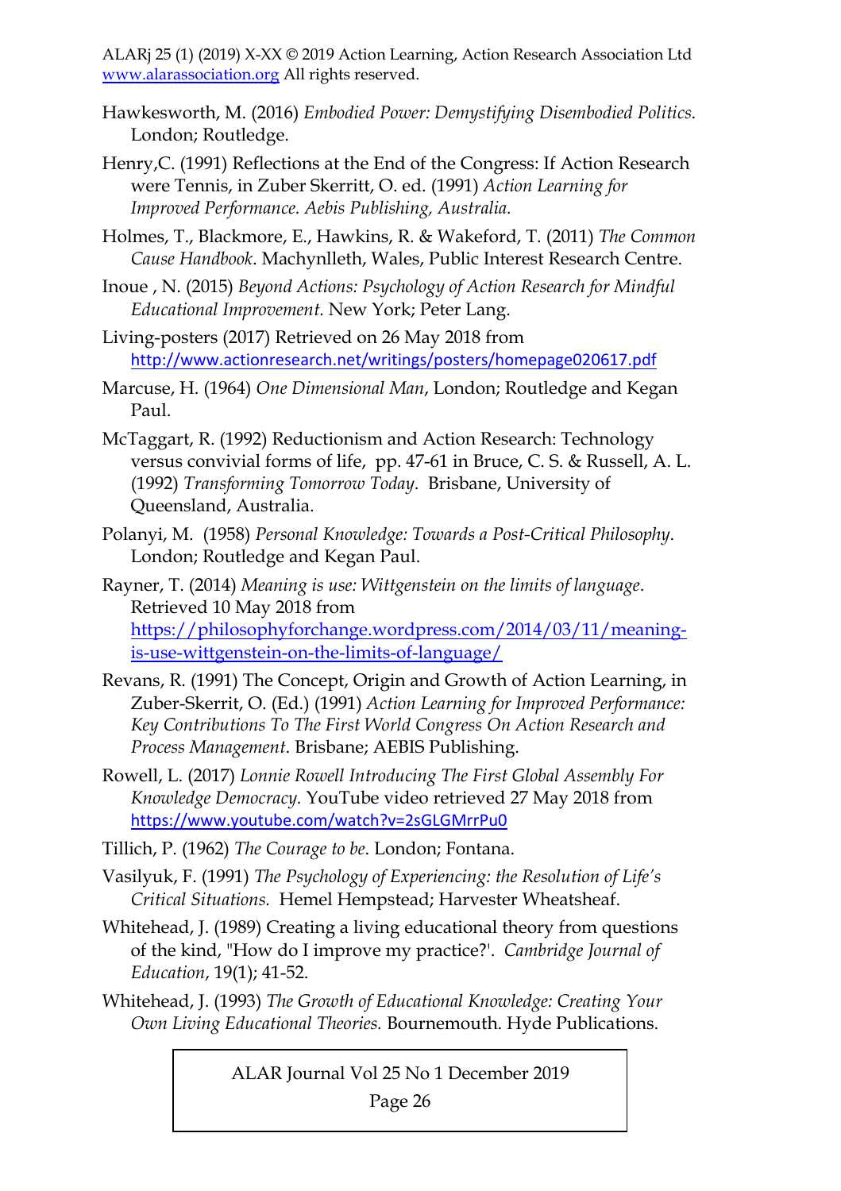Hawkesworth, M. (2016) *Embodied Power: Demystifying Disembodied Politics*. London; Routledge.

Henry,C. (1991) Reflections at the End of the Congress: If Action Research were Tennis, in Zuber Skerritt, O. ed. (1991) *Action Learning for Improved Performance. Aebis Publishing, Australia.*

Holmes, T., Blackmore, E., Hawkins, R. & Wakeford, T. (2011) *The Common Cause Handbook*. Machynlleth, Wales, Public Interest Research Centre.

Inoue , N. (2015) *Beyond Actions: Psychology of Action Research for Mindful Educational Improvement.* New York; Peter Lang.

Living-posters (2017) Retrieved on 26 May 2018 from http://www.actionresearch.net/writings/posters/homepage020617.pdf

Marcuse, H. (1964) *One Dimensional Man*, London; Routledge and Kegan Paul.

McTaggart, R. (1992) Reductionism and Action Research: Technology versus convivial forms of life, pp. 47-61 in Bruce, C. S. & Russell, A. L. (1992) *Transforming Tomorrow Today*. Brisbane, University of Queensland, Australia.

Polanyi, M. (1958) *Personal Knowledge: Towards a Post-Critical Philosophy*. London; Routledge and Kegan Paul.

Rayner, T. (2014) *Meaning is use: Wittgenstein on the limits of language*. Retrieved 10 May 2018 from https://philosophyforchange.wordpress.com/2014/03/11/meaning-is-use-wittgenstein-on-the-limits-of-language/

Revans, R. (1991) The Concept, Origin and Growth of Action Learning, in Zuber-Skerrit, O. (Ed.) (1991) *Action Learning for Improved Performance: Key Contributions To The First World Congress On Action Research and Process Management*. Brisbane; AEBIS Publishing.

Rowell, L. (2017) *Lonnie Rowell Introducing The First Global Assembly For Knowledge Democracy.* YouTube video retrieved 27 May 2018 from https://www.youtube.com/watch?v=2sGLGMrrPu0

Tillich, P. (1962) *The Courage to be*. London; Fontana.

Vasilyuk, F. (1991) *The Psychology of Experiencing: the Resolution of Life's Critical Situations.* Hemel Hempstead; Harvester Wheatsheaf.

Whitehead, J. (1989) Creating a living educational theory from questions of the kind, "How do I improve my practice?'. *Cambridge Journal of Education*, 19(1); 41-52.

Whitehead, J. (1993) *The Growth of Educational Knowledge: Creating Your Own Living Educational Theories.* Bournemouth. Hyde Publications.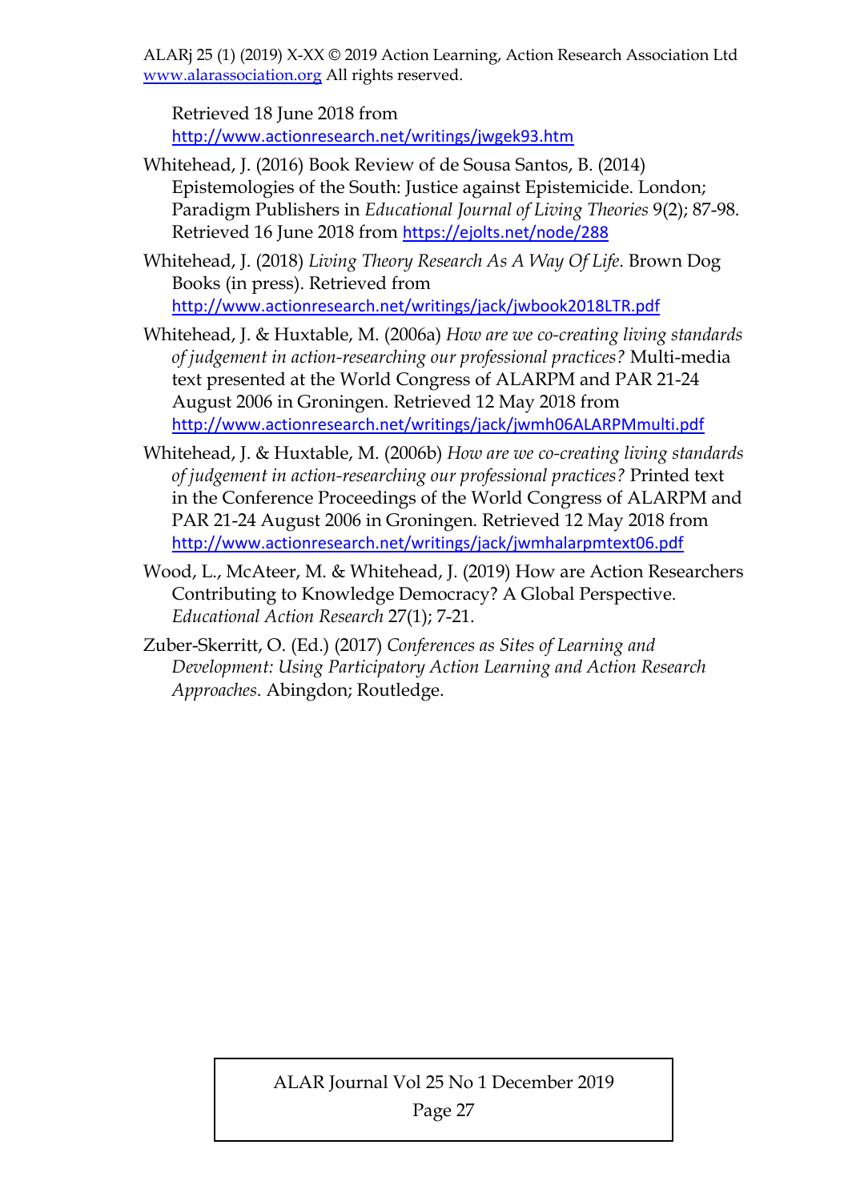Retrieved 18 June 2018 from http://www.actionresearch.net/writings/jwgek93.htm

Whitehead, J. (2016) Book Review of de Sousa Santos, B. (2014) Epistemologies of the South: Justice against Epistemicide. London; Paradigm Publishers in *Educational Journal of Living Theories* 9(2); 87-98. Retrieved 16 June 2018 from https://ejolts.net/node/288

Whitehead, J. (2018) *Living Theory Research As A Way Of Life*. Brown Dog Books (in press). Retrieved from http://www.actionresearch.net/writings/jack/jwbook2018LTR.pdf

Whitehead, J. & Huxtable, M. (2006a) *How are we co-creating living standards of judgement in action-researching our professional practices?* Multi-media text presented at the World Congress of ALARPM and PAR 21-24 August 2006 in Groningen. Retrieved 12 May 2018 from http://www.actionresearch.net/writings/jack/jwmh06ALARPMmulti.pdf

Whitehead, J. & Huxtable, M. (2006b) *How are we co-creating living standards of judgement in action-researching our professional practices?* Printed text in the Conference Proceedings of the World Congress of ALARPM and PAR 21-24 August 2006 in Groningen. Retrieved 12 May 2018 from http://www.actionresearch.net/writings/jack/jwmhalarpmtext06.pdf

Wood, L., McAteer, M. & Whitehead, J. (2019) How are Action Researchers Contributing to Knowledge Democracy? A Global Perspective. *Educational Action Research* 27(1); 7-21.

Zuber-Skerritt, O. (Ed.) (2017) *Conferences as Sites of Learning and Development: Using Participatory Action Learning and Action Research Approaches*. Abingdon; Routledge.